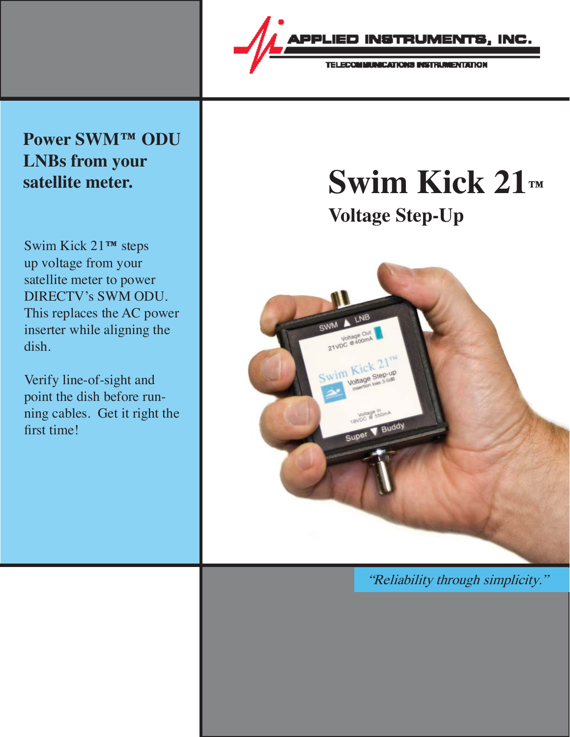APPLIED INSTRUMENTS, INC.

TELECOMMUNICATIONS INSTRUMENTATION

# Swim Kick 21™

## Voltage Step-Up

**Power SWM™ ODU LNBs from your satellite meter.**

Swim Kick 21™ steps up voltage from your satellite meter to power DIRECTV's SWM ODU. This replaces the AC power inserter while aligning the dish.

Verify line-of-sight and point the dish before running cables. Get it right the first time!

*"Reliability through simplicity."*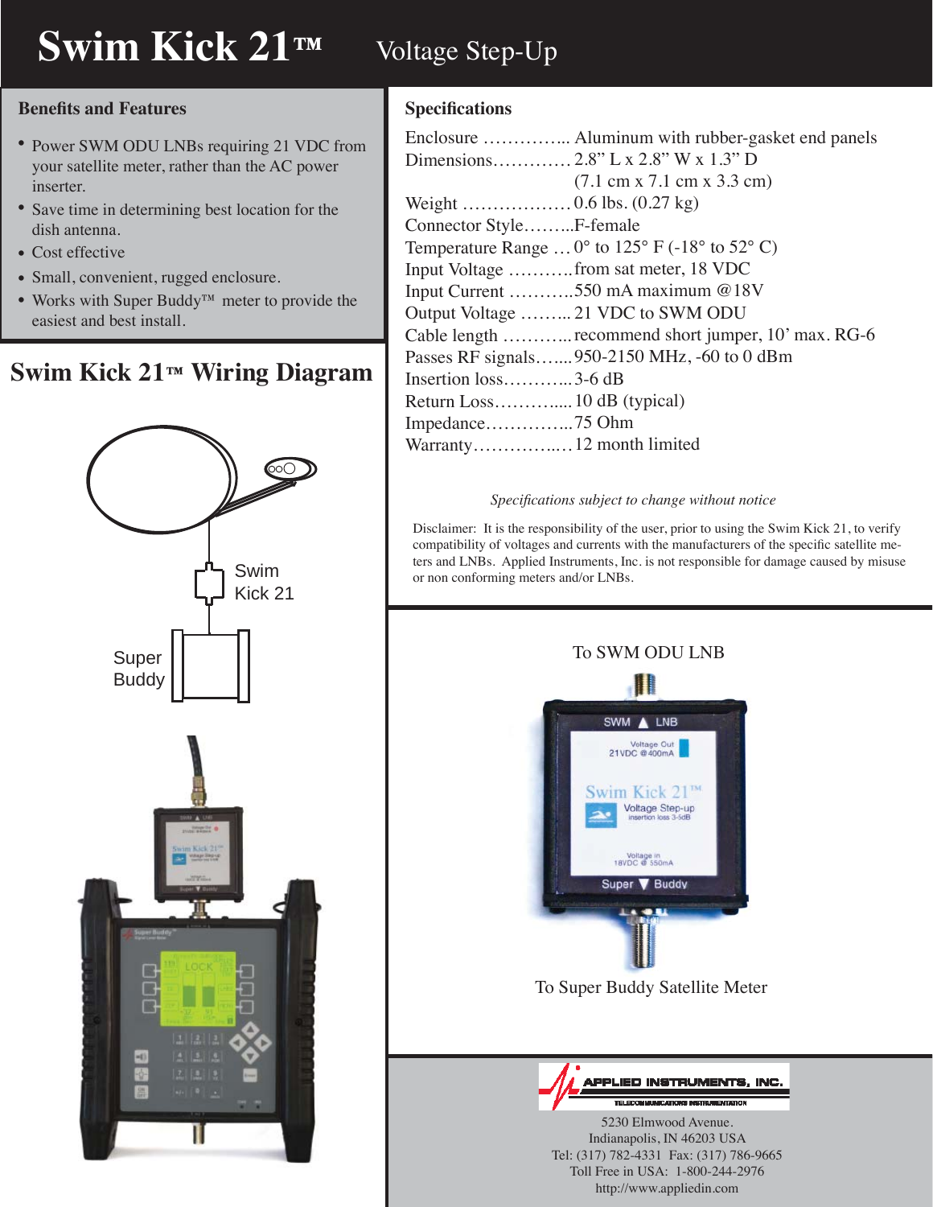# Swim Kick 21™ Voltage Step-Up

## Benefits and Features

- Power SWM ODU LNBs requiring 21 VDC from your satellite meter, rather than the AC power inserter.
- Save time in determining best location for the dish antenna.
- Cost effective
- Small, convenient, rugged enclosure.
- Works with Super Buddy™ meter to provide the easiest and best install.

## Swim Kick 21™ Wiring Diagram

Swim Kick 21

Super Buddy

## Specifications

| | |
|---|---|
| Enclosure | Aluminum with rubber-gasket end panels |
| Dimensions | 2.8" L x 2.8" W x 1.3" D (7.1 cm x 7.1 cm x 3.3 cm) |
| Weight | 0.6 lbs. (0.27 kg) |
| Connector Style | F-female |
| Temperature Range | 0° to 125° F (-18° to 52° C) |
| Input Voltage | from sat meter, 18 VDC |
| Input Current | 550 mA maximum @18V |
| Output Voltage | 21 VDC to SWM ODU |
| Cable length | recommend short jumper, 10' max. RG-6 |
| Passes RF signals | 950-2150 MHz, -60 to 0 dBm |
| Insertion loss | 3-6 dB |
| Return Loss | 10 dB (typical) |
| Impedance | 75 Ohm |
| Warranty | 12 month limited |

*Specifications subject to change without notice*

Disclaimer: It is the responsibility of the user, prior to using the Swim Kick 21, to verify compatibility of voltages and currents with the manufacturers of the specific satellite meters and LNBs. Applied Instruments, Inc. is not responsible for damage caused by misuse or non conforming meters and/or LNBs.

To SWM ODU LNB

To Super Buddy Satellite Meter

APPLIED INSTRUMENTS, INC.
TELECOMMUNICATIONS INSTRUMENTATION

5230 Elmwood Avenue.
Indianapolis, IN 46203 USA
Tel: (317) 782-4331 Fax: (317) 786-9665
Toll Free in USA: 1-800-244-2976
http://www.appliedin.com